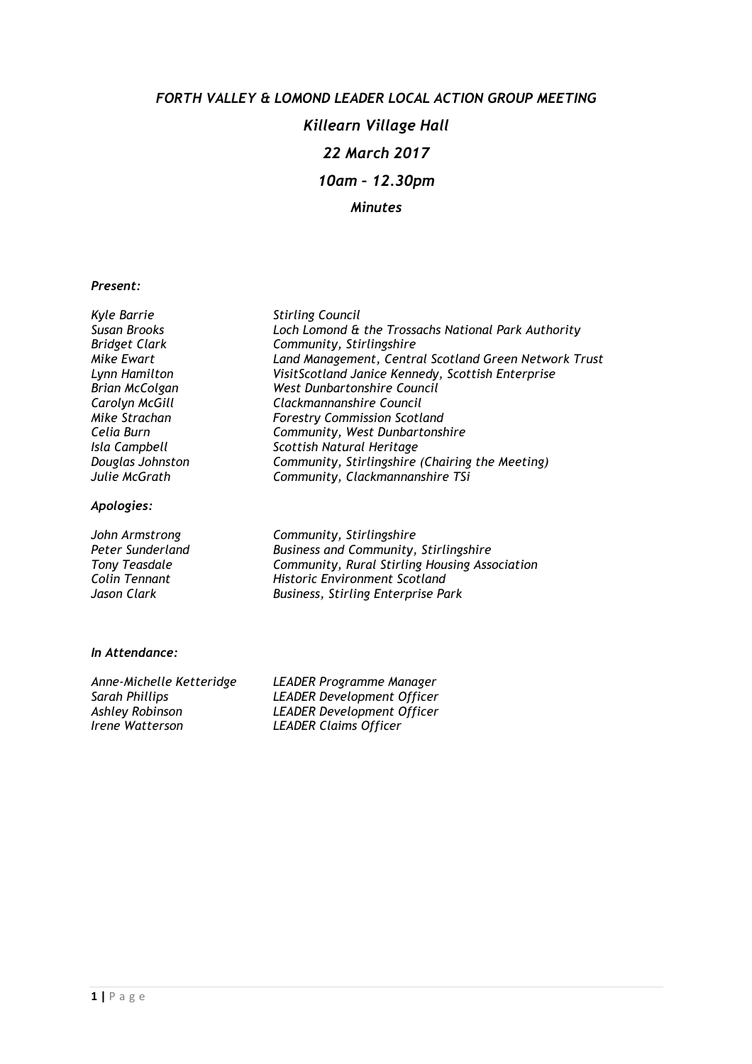# *FORTH VALLEY & LOMOND LEADER LOCAL ACTION GROUP MEETING*

## *Killearn Village Hall*

## *22 March 2017*

## *10am – 12.30pm*

### *Minutes*

***Present:***

| | |
|---|---|
| *Kyle Barrie* | *Stirling Council* |
| *Susan Brooks* | *Loch Lomond & the Trossachs National Park Authority* |
| *Bridget Clark* | *Community, Stirlingshire* |
| *Mike Ewart* | *Land Management, Central Scotland Green Network Trust* |
| *Lynn Hamilton* | *VisitScotland Janice Kennedy, Scottish Enterprise* |
| *Brian McColgan* | *West Dunbartonshire Council* |
| *Carolyn McGill* | *Clackmannanshire Council* |
| *Mike Strachan* | *Forestry Commission Scotland* |
| *Celia Burn* | *Community, West Dunbartonshire* |
| *Isla Campbell* | *Scottish Natural Heritage* |
| *Douglas Johnston* | *Community, Stirlingshire (Chairing the Meeting)* |
| *Julie McGrath* | *Community, Clackmannanshire TSi* |

***Apologies:***

| | |
|---|---|
| *John Armstrong* | *Community, Stirlingshire* |
| *Peter Sunderland* | *Business and Community, Stirlingshire* |
| *Tony Teasdale* | *Community, Rural Stirling Housing Association* |
| *Colin Tennant* | *Historic Environment Scotland* |
| *Jason Clark* | *Business, Stirling Enterprise Park* |

***In Attendance:***

| | |
|---|---|
| *Anne-Michelle Ketteridge* | *LEADER Programme Manager* |
| *Sarah Phillips* | *LEADER Development Officer* |
| *Ashley Robinson* | *LEADER Development Officer* |
| *Irene Watterson* | *LEADER Claims Officer* |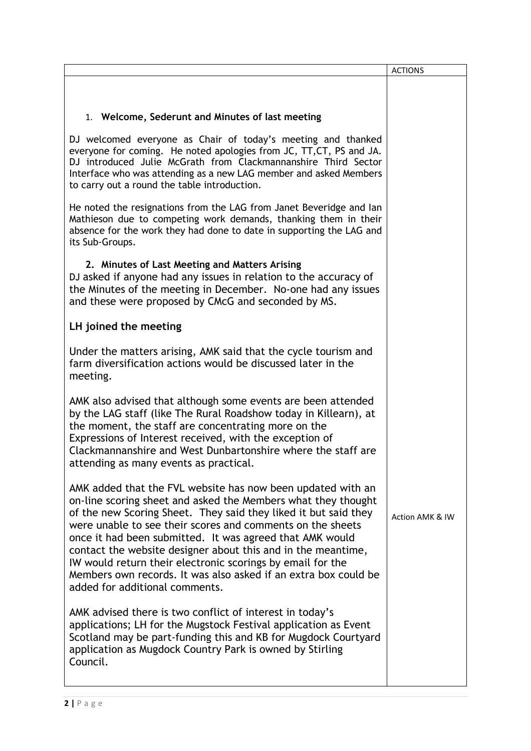| | ACTIONS |
|---|---|
| **1. Welcome, Sederunt and Minutes of last meeting**<br><br>DJ welcomed everyone as Chair of today's meeting and thanked everyone for coming. He noted apologies from JC, TT,CT, PS and JA. DJ introduced Julie McGrath from Clackmannanshire Third Sector Interface who was attending as a new LAG member and asked Members to carry out a round the table introduction.<br><br>He noted the resignations from the LAG from Janet Beveridge and Ian Mathieson due to competing work demands, thanking them in their absence for the work they had done to date in supporting the LAG and its Sub-Groups.<br><br>**2. Minutes of Last Meeting and Matters Arising**<br>DJ asked if anyone had any issues in relation to the accuracy of the Minutes of the meeting in December. No-one had any issues and these were proposed by CMcG and seconded by MS.<br><br>**LH joined the meeting**<br><br>Under the matters arising, AMK said that the cycle tourism and farm diversification actions would be discussed later in the meeting.<br><br>AMK also advised that although some events are been attended by the LAG staff (like The Rural Roadshow today in Killearn), at the moment, the staff are concentrating more on the Expressions of Interest received, with the exception of Clackmannanshire and West Dunbartonshire where the staff are attending as many events as practical.<br><br>AMK added that the FVL website has now been updated with an on-line scoring sheet and asked the Members what they thought of the new Scoring Sheet. They said they liked it but said they were unable to see their scores and comments on the sheets once it had been submitted. It was agreed that AMK would contact the website designer about this and in the meantime, IW would return their electronic scorings by email for the Members own records. It was also asked if an extra box could be added for additional comments.<br><br>AMK advised there is two conflict of interest in today's applications; LH for the Mugstock Festival application as Event Scotland may be part-funding this and KB for Mugdock Courtyard application as Mugdock Country Park is owned by Stirling Council. | Action AMK & IW |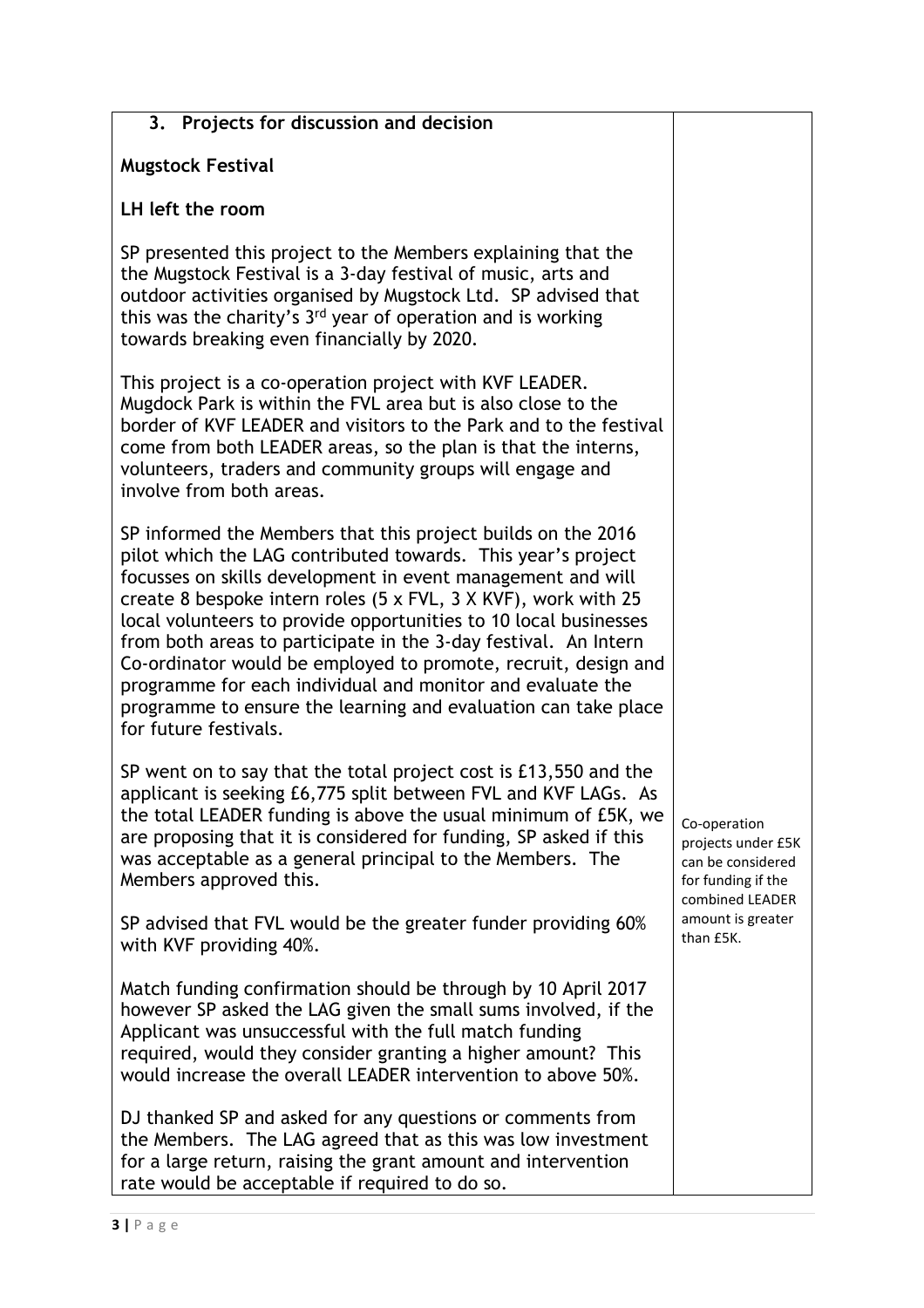## 3. Projects for discussion and decision

**Mugstock Festival**

**LH left the room**

SP presented this project to the Members explaining that the the Mugstock Festival is a 3-day festival of music, arts and outdoor activities organised by Mugstock Ltd. SP advised that this was the charity's 3rd year of operation and is working towards breaking even financially by 2020.

This project is a co-operation project with KVF LEADER. Mugdock Park is within the FVL area but is also close to the border of KVF LEADER and visitors to the Park and to the festival come from both LEADER areas, so the plan is that the interns, volunteers, traders and community groups will engage and involve from both areas.

SP informed the Members that this project builds on the 2016 pilot which the LAG contributed towards. This year's project focusses on skills development in event management and will create 8 bespoke intern roles (5 x FVL, 3 X KVF), work with 25 local volunteers to provide opportunities to 10 local businesses from both areas to participate in the 3-day festival. An Intern Co-ordinator would be employed to promote, recruit, design and programme for each individual and monitor and evaluate the programme to ensure the learning and evaluation can take place for future festivals.

SP went on to say that the total project cost is £13,550 and the applicant is seeking £6,775 split between FVL and KVF LAGs. As the total LEADER funding is above the usual minimum of £5K, we are proposing that it is considered for funding, SP asked if this was acceptable as a general principal to the Members. The Members approved this.

*Co-operation projects under £5K can be considered for funding if the combined LEADER amount is greater than £5K.*

SP advised that FVL would be the greater funder providing 60% with KVF providing 40%.

Match funding confirmation should be through by 10 April 2017 however SP asked the LAG given the small sums involved, if the Applicant was unsuccessful with the full match funding required, would they consider granting a higher amount? This would increase the overall LEADER intervention to above 50%.

DJ thanked SP and asked for any questions or comments from the Members. The LAG agreed that as this was low investment for a large return, raising the grant amount and intervention rate would be acceptable if required to do so.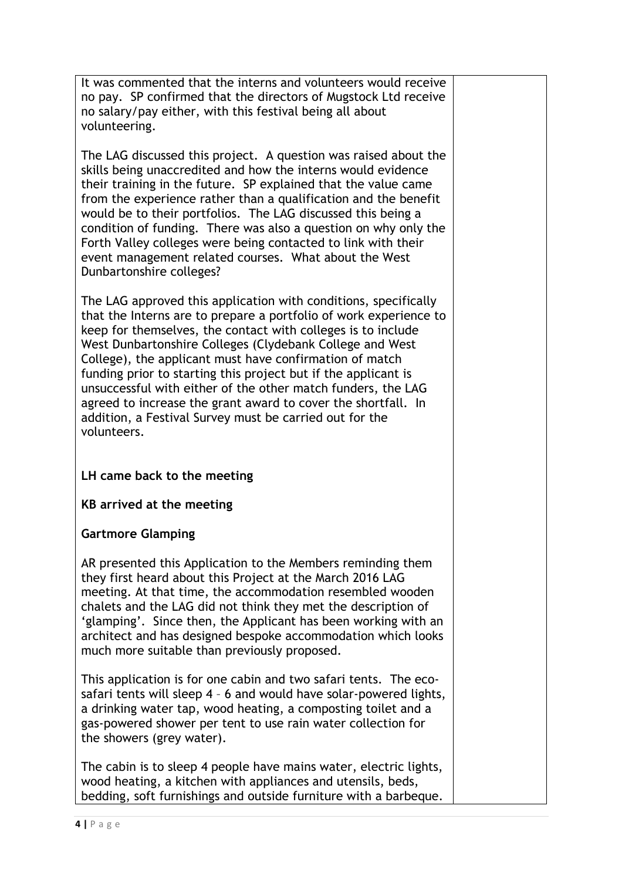It was commented that the interns and volunteers would receive no pay. SP confirmed that the directors of Mugstock Ltd receive no salary/pay either, with this festival being all about volunteering.

The LAG discussed this project. A question was raised about the skills being unaccredited and how the interns would evidence their training in the future. SP explained that the value came from the experience rather than a qualification and the benefit would be to their portfolios. The LAG discussed this being a condition of funding. There was also a question on why only the Forth Valley colleges were being contacted to link with their event management related courses. What about the West Dunbartonshire colleges?

The LAG approved this application with conditions, specifically that the Interns are to prepare a portfolio of work experience to keep for themselves, the contact with colleges is to include West Dunbartonshire Colleges (Clydebank College and West College), the applicant must have confirmation of match funding prior to starting this project but if the applicant is unsuccessful with either of the other match funders, the LAG agreed to increase the grant award to cover the shortfall. In addition, a Festival Survey must be carried out for the volunteers.

**LH came back to the meeting**

**KB arrived at the meeting**

**Gartmore Glamping**

AR presented this Application to the Members reminding them they first heard about this Project at the March 2016 LAG meeting. At that time, the accommodation resembled wooden chalets and the LAG did not think they met the description of 'glamping'. Since then, the Applicant has been working with an architect and has designed bespoke accommodation which looks much more suitable than previously proposed.

This application is for one cabin and two safari tents. The eco-safari tents will sleep 4 – 6 and would have solar-powered lights, a drinking water tap, wood heating, a composting toilet and a gas-powered shower per tent to use rain water collection for the showers (grey water).

The cabin is to sleep 4 people have mains water, electric lights, wood heating, a kitchen with appliances and utensils, beds, bedding, soft furnishings and outside furniture with a barbeque.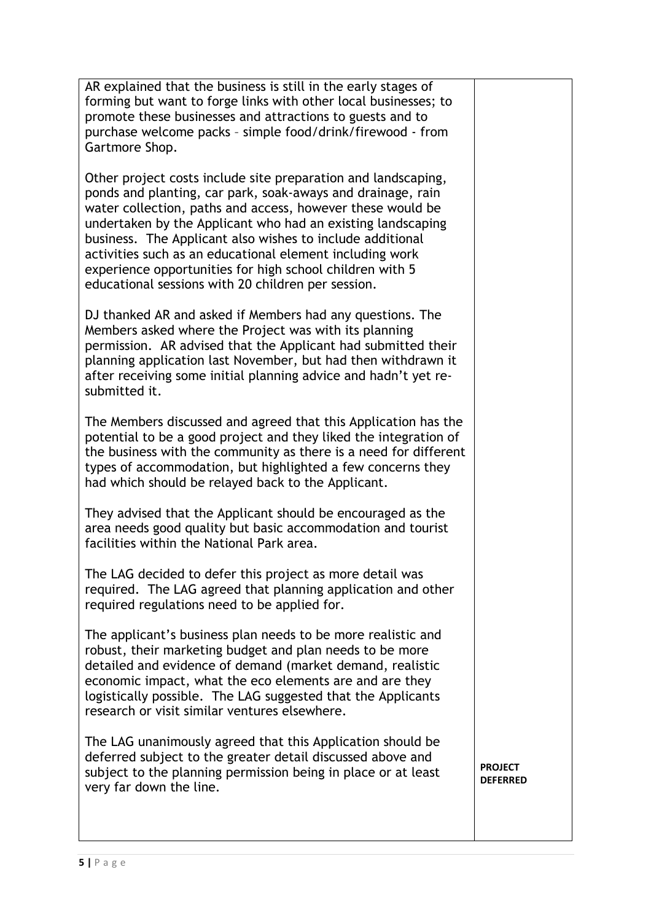| | |
|---|---|
| AR explained that the business is still in the early stages of forming but want to forge links with other local businesses; to promote these businesses and attractions to guests and to purchase welcome packs – simple food/drink/firewood - from Gartmore Shop.<br><br>Other project costs include site preparation and landscaping, ponds and planting, car park, soak-aways and drainage, rain water collection, paths and access, however these would be undertaken by the Applicant who had an existing landscaping business. The Applicant also wishes to include additional activities such as an educational element including work experience opportunities for high school children with 5 educational sessions with 20 children per session.<br><br>DJ thanked AR and asked if Members had any questions. The Members asked where the Project was with its planning permission. AR advised that the Applicant had submitted their planning application last November, but had then withdrawn it after receiving some initial planning advice and hadn't yet re-submitted it.<br><br>The Members discussed and agreed that this Application has the potential to be a good project and they liked the integration of the business with the community as there is a need for different types of accommodation, but highlighted a few concerns they had which should be relayed back to the Applicant.<br><br>They advised that the Applicant should be encouraged as the area needs good quality but basic accommodation and tourist facilities within the National Park area.<br><br>The LAG decided to defer this project as more detail was required. The LAG agreed that planning application and other required regulations need to be applied for.<br><br>The applicant's business plan needs to be more realistic and robust, their marketing budget and plan needs to be more detailed and evidence of demand (market demand, realistic economic impact, what the eco elements are and are they logistically possible. The LAG suggested that the Applicants research or visit similar ventures elsewhere.<br><br>The LAG unanimously agreed that this Application should be deferred subject to the greater detail discussed above and subject to the planning permission being in place or at least very far down the line. | **PROJECT DEFERRED** |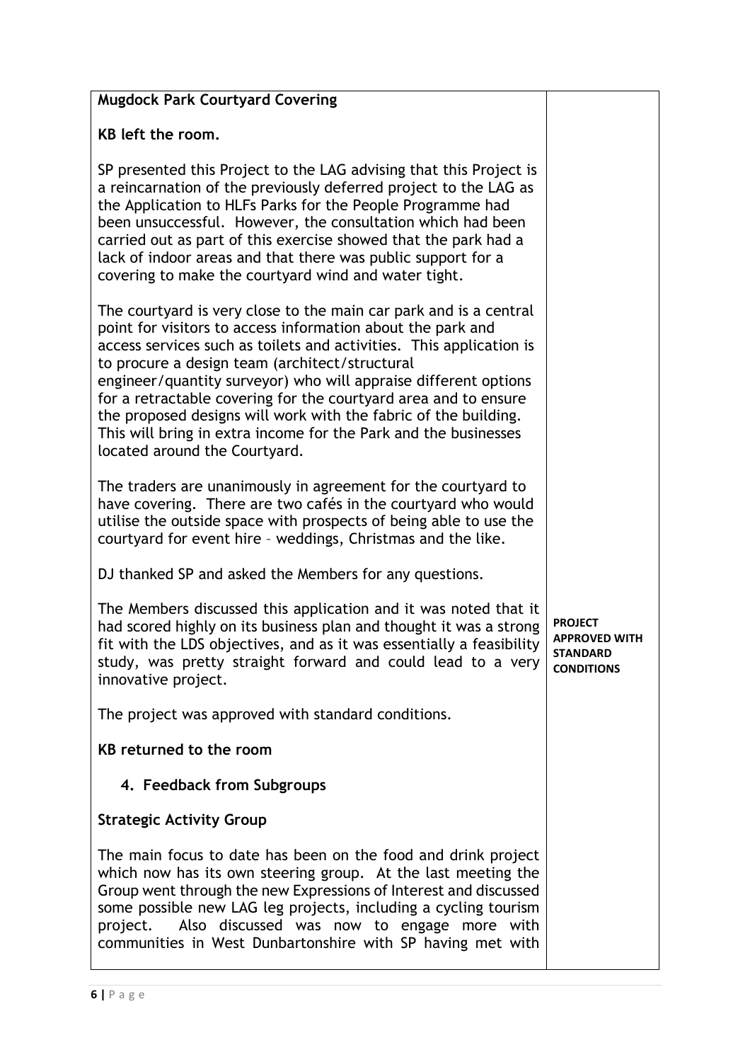| **Mugdock Park Courtyard Covering**<br><br>**KB left the room.**<br><br>SP presented this Project to the LAG advising that this Project is a reincarnation of the previously deferred project to the LAG as the Application to HLFs Parks for the People Programme had been unsuccessful. However, the consultation which had been carried out as part of this exercise showed that the park had a lack of indoor areas and that there was public support for a covering to make the courtyard wind and water tight.<br><br>The courtyard is very close to the main car park and is a central point for visitors to access information about the park and access services such as toilets and activities. This application is to procure a design team (architect/structural engineer/quantity surveyor) who will appraise different options for a retractable covering for the courtyard area and to ensure the proposed designs will work with the fabric of the building. This will bring in extra income for the Park and the businesses located around the Courtyard.<br><br>The traders are unanimously in agreement for the courtyard to have covering. There are two cafés in the courtyard who would utilise the outside space with prospects of being able to use the courtyard for event hire – weddings, Christmas and the like.<br><br>DJ thanked SP and asked the Members for any questions.<br><br>The Members discussed this application and it was noted that it had scored highly on its business plan and thought it was a strong fit with the LDS objectives, and as it was essentially a feasibility study, was pretty straight forward and could lead to a very innovative project.<br><br>The project was approved with standard conditions.<br><br>**KB returned to the room**<br><br>**4. Feedback from Subgroups**<br><br>**Strategic Activity Group**<br><br>The main focus to date has been on the food and drink project which now has its own steering group. At the last meeting the Group went through the new Expressions of Interest and discussed some possible new LAG leg projects, including a cycling tourism project. Also discussed was now to engage more with communities in West Dunbartonshire with SP having met with | **PROJECT APPROVED WITH STANDARD CONDITIONS** |
|---|---|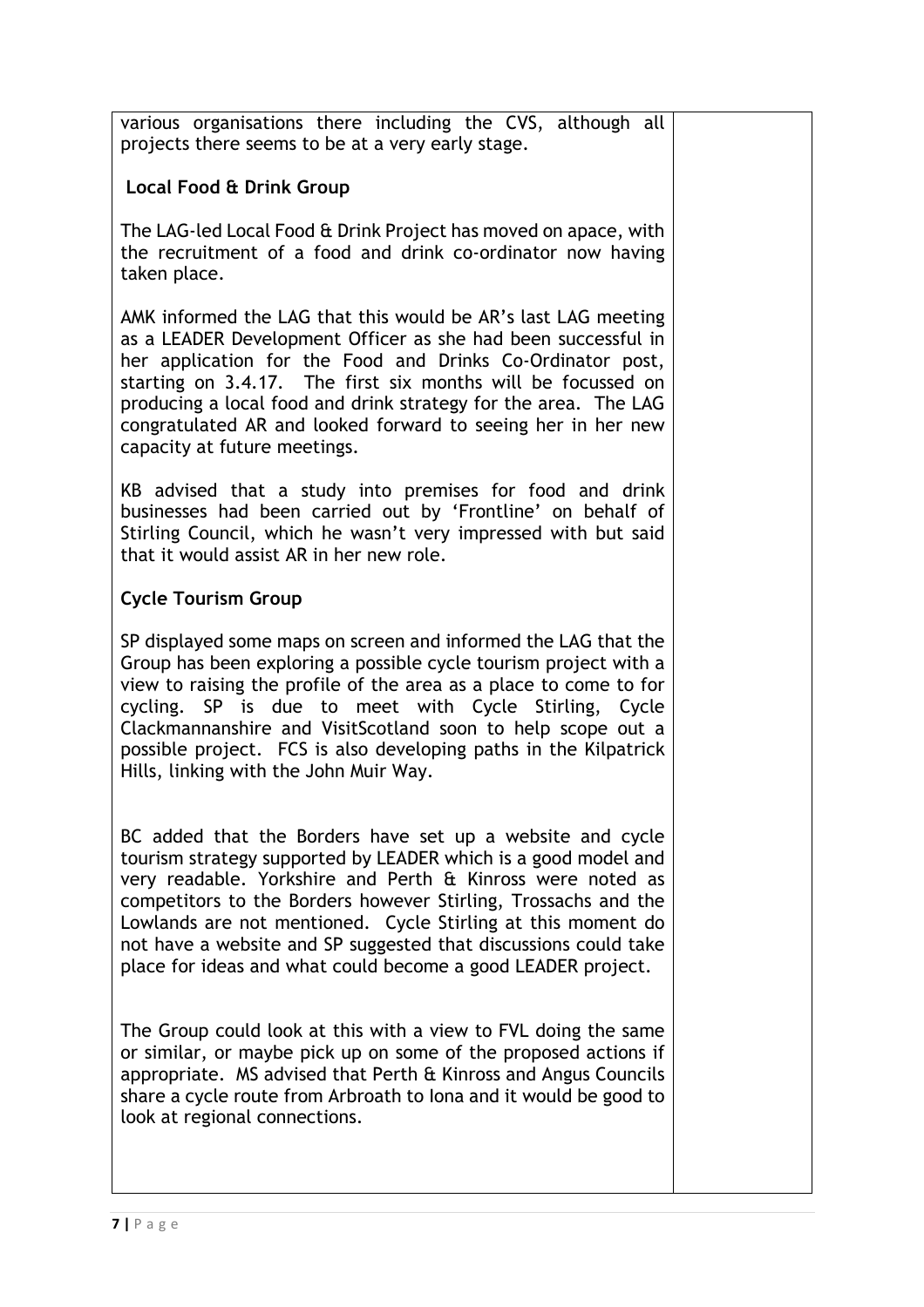various organisations there including the CVS, although all projects there seems to be at a very early stage.

**Local Food & Drink Group**

The LAG-led Local Food & Drink Project has moved on apace, with the recruitment of a food and drink co-ordinator now having taken place.

AMK informed the LAG that this would be AR's last LAG meeting as a LEADER Development Officer as she had been successful in her application for the Food and Drinks Co-Ordinator post, starting on 3.4.17. The first six months will be focussed on producing a local food and drink strategy for the area. The LAG congratulated AR and looked forward to seeing her in her new capacity at future meetings.

KB advised that a study into premises for food and drink businesses had been carried out by 'Frontline' on behalf of Stirling Council, which he wasn't very impressed with but said that it would assist AR in her new role.

**Cycle Tourism Group**

SP displayed some maps on screen and informed the LAG that the Group has been exploring a possible cycle tourism project with a view to raising the profile of the area as a place to come to for cycling. SP is due to meet with Cycle Stirling, Cycle Clackmannanshire and VisitScotland soon to help scope out a possible project. FCS is also developing paths in the Kilpatrick Hills, linking with the John Muir Way.

BC added that the Borders have set up a website and cycle tourism strategy supported by LEADER which is a good model and very readable. Yorkshire and Perth & Kinross were noted as competitors to the Borders however Stirling, Trossachs and the Lowlands are not mentioned. Cycle Stirling at this moment do not have a website and SP suggested that discussions could take place for ideas and what could become a good LEADER project.

The Group could look at this with a view to FVL doing the same or similar, or maybe pick up on some of the proposed actions if appropriate. MS advised that Perth & Kinross and Angus Councils share a cycle route from Arbroath to Iona and it would be good to look at regional connections.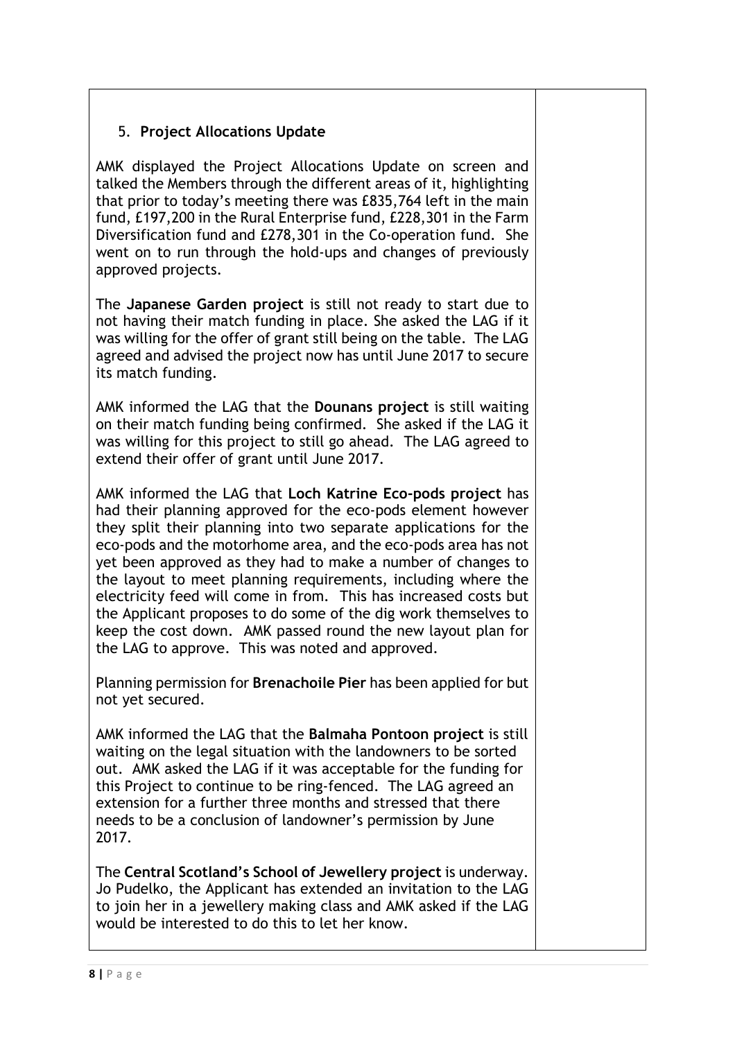5. **Project Allocations Update**

AMK displayed the Project Allocations Update on screen and talked the Members through the different areas of it, highlighting that prior to today's meeting there was £835,764 left in the main fund, £197,200 in the Rural Enterprise fund, £228,301 in the Farm Diversification fund and £278,301 in the Co-operation fund. She went on to run through the hold-ups and changes of previously approved projects.

The **Japanese Garden project** is still not ready to start due to not having their match funding in place. She asked the LAG if it was willing for the offer of grant still being on the table. The LAG agreed and advised the project now has until June 2017 to secure its match funding.

AMK informed the LAG that the **Dounans project** is still waiting on their match funding being confirmed. She asked if the LAG it was willing for this project to still go ahead. The LAG agreed to extend their offer of grant until June 2017.

AMK informed the LAG that **Loch Katrine Eco-pods project** has had their planning approved for the eco-pods element however they split their planning into two separate applications for the eco-pods and the motorhome area, and the eco-pods area has not yet been approved as they had to make a number of changes to the layout to meet planning requirements, including where the electricity feed will come in from. This has increased costs but the Applicant proposes to do some of the dig work themselves to keep the cost down. AMK passed round the new layout plan for the LAG to approve. This was noted and approved.

Planning permission for **Brenachoile Pier** has been applied for but not yet secured.

AMK informed the LAG that the **Balmaha Pontoon project** is still waiting on the legal situation with the landowners to be sorted out. AMK asked the LAG if it was acceptable for the funding for this Project to continue to be ring-fenced. The LAG agreed an extension for a further three months and stressed that there needs to be a conclusion of landowner's permission by June 2017.

The **Central Scotland's School of Jewellery project** is underway. Jo Pudelko, the Applicant has extended an invitation to the LAG to join her in a jewellery making class and AMK asked if the LAG would be interested to do this to let her know.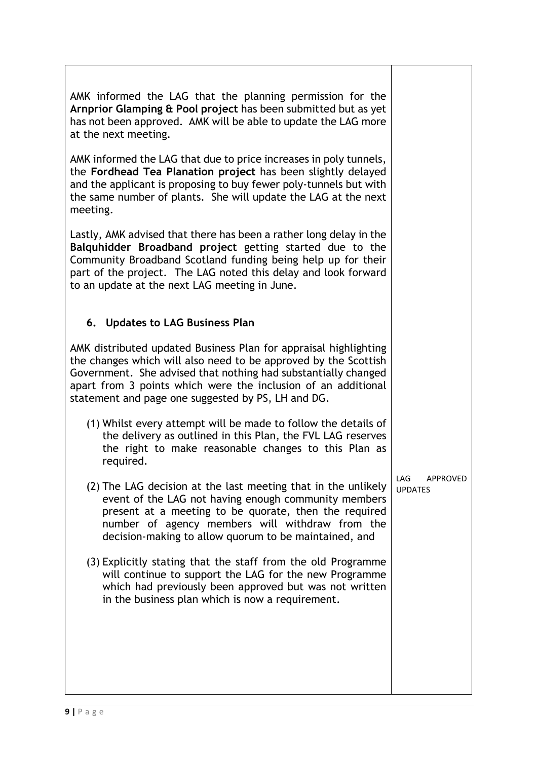| | |
|---|---|
| AMK informed the LAG that the planning permission for the **Arnprior Glamping & Pool project** has been submitted but as yet has not been approved. AMK will be able to update the LAG more at the next meeting.<br><br>AMK informed the LAG that due to price increases in poly tunnels, the **Fordhead Tea Planation project** has been slightly delayed and the applicant is proposing to buy fewer poly-tunnels but with the same number of plants. She will update the LAG at the next meeting.<br><br>Lastly, AMK advised that there has been a rather long delay in the **Balquhidder Broadband project** getting started due to the Community Broadband Scotland funding being help up for their part of the project. The LAG noted this delay and look forward to an update at the next LAG meeting in June.<br><br>**6. Updates to LAG Business Plan**<br><br>AMK distributed updated Business Plan for appraisal highlighting the changes which will also need to be approved by the Scottish Government. She advised that nothing had substantially changed apart from 3 points which were the inclusion of an additional statement and page one suggested by PS, LH and DG.<br><br>(1) Whilst every attempt will be made to follow the details of the delivery as outlined in this Plan, the FVL LAG reserves the right to make reasonable changes to this Plan as required.<br><br>(2) The LAG decision at the last meeting that in the unlikely event of the LAG not having enough community members present at a meeting to be quorate, then the required number of agency members will withdraw from the decision-making to allow quorum to be maintained, and<br><br>(3) Explicitly stating that the staff from the old Programme will continue to support the LAG for the new Programme which had previously been approved but was not written in the business plan which is now a requirement. | LAG APPROVED UPDATES |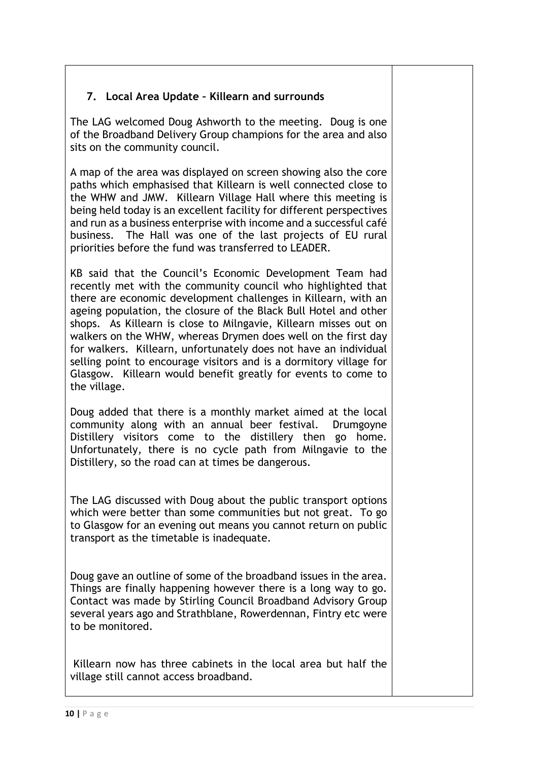## 7. Local Area Update – Killearn and surrounds

The LAG welcomed Doug Ashworth to the meeting. Doug is one of the Broadband Delivery Group champions for the area and also sits on the community council.

A map of the area was displayed on screen showing also the core paths which emphasised that Killearn is well connected close to the WHW and JMW. Killearn Village Hall where this meeting is being held today is an excellent facility for different perspectives and run as a business enterprise with income and a successful café business. The Hall was one of the last projects of EU rural priorities before the fund was transferred to LEADER.

KB said that the Council's Economic Development Team had recently met with the community council who highlighted that there are economic development challenges in Killearn, with an ageing population, the closure of the Black Bull Hotel and other shops. As Killearn is close to Milngavie, Killearn misses out on walkers on the WHW, whereas Drymen does well on the first day for walkers. Killearn, unfortunately does not have an individual selling point to encourage visitors and is a dormitory village for Glasgow. Killearn would benefit greatly for events to come to the village.

Doug added that there is a monthly market aimed at the local community along with an annual beer festival. Drumgoyne Distillery visitors come to the distillery then go home. Unfortunately, there is no cycle path from Milngavie to the Distillery, so the road can at times be dangerous.

The LAG discussed with Doug about the public transport options which were better than some communities but not great. To go to Glasgow for an evening out means you cannot return on public transport as the timetable is inadequate.

Doug gave an outline of some of the broadband issues in the area. Things are finally happening however there is a long way to go. Contact was made by Stirling Council Broadband Advisory Group several years ago and Strathblane, Rowerdennan, Fintry etc were to be monitored.

Killearn now has three cabinets in the local area but half the village still cannot access broadband.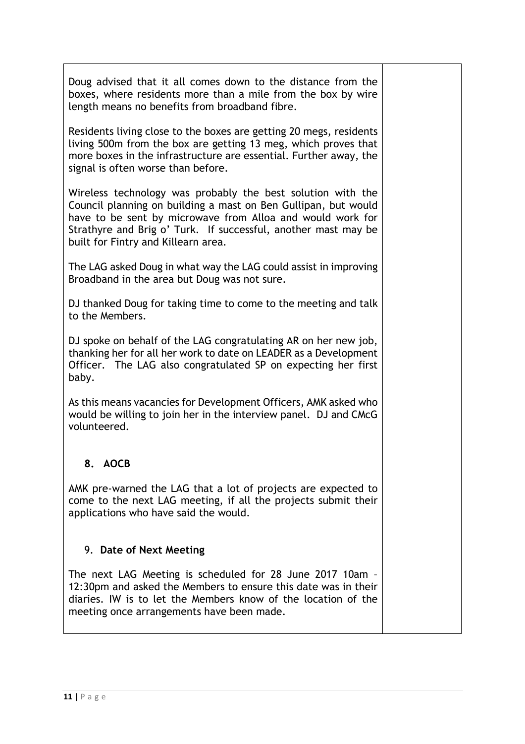Doug advised that it all comes down to the distance from the boxes, where residents more than a mile from the box by wire length means no benefits from broadband fibre.

Residents living close to the boxes are getting 20 megs, residents living 500m from the box are getting 13 meg, which proves that more boxes in the infrastructure are essential. Further away, the signal is often worse than before.

Wireless technology was probably the best solution with the Council planning on building a mast on Ben Gullipan, but would have to be sent by microwave from Alloa and would work for Strathyre and Brig o' Turk. If successful, another mast may be built for Fintry and Killearn area.

The LAG asked Doug in what way the LAG could assist in improving Broadband in the area but Doug was not sure.

DJ thanked Doug for taking time to come to the meeting and talk to the Members.

DJ spoke on behalf of the LAG congratulating AR on her new job, thanking her for all her work to date on LEADER as a Development Officer. The LAG also congratulated SP on expecting her first baby.

As this means vacancies for Development Officers, AMK asked who would be willing to join her in the interview panel. DJ and CMcG volunteered.

## 8. AOCB

AMK pre-warned the LAG that a lot of projects are expected to come to the next LAG meeting, if all the projects submit their applications who have said the would.

## 9. Date of Next Meeting

The next LAG Meeting is scheduled for 28 June 2017 10am – 12:30pm and asked the Members to ensure this date was in their diaries. IW is to let the Members know of the location of the meeting once arrangements have been made.